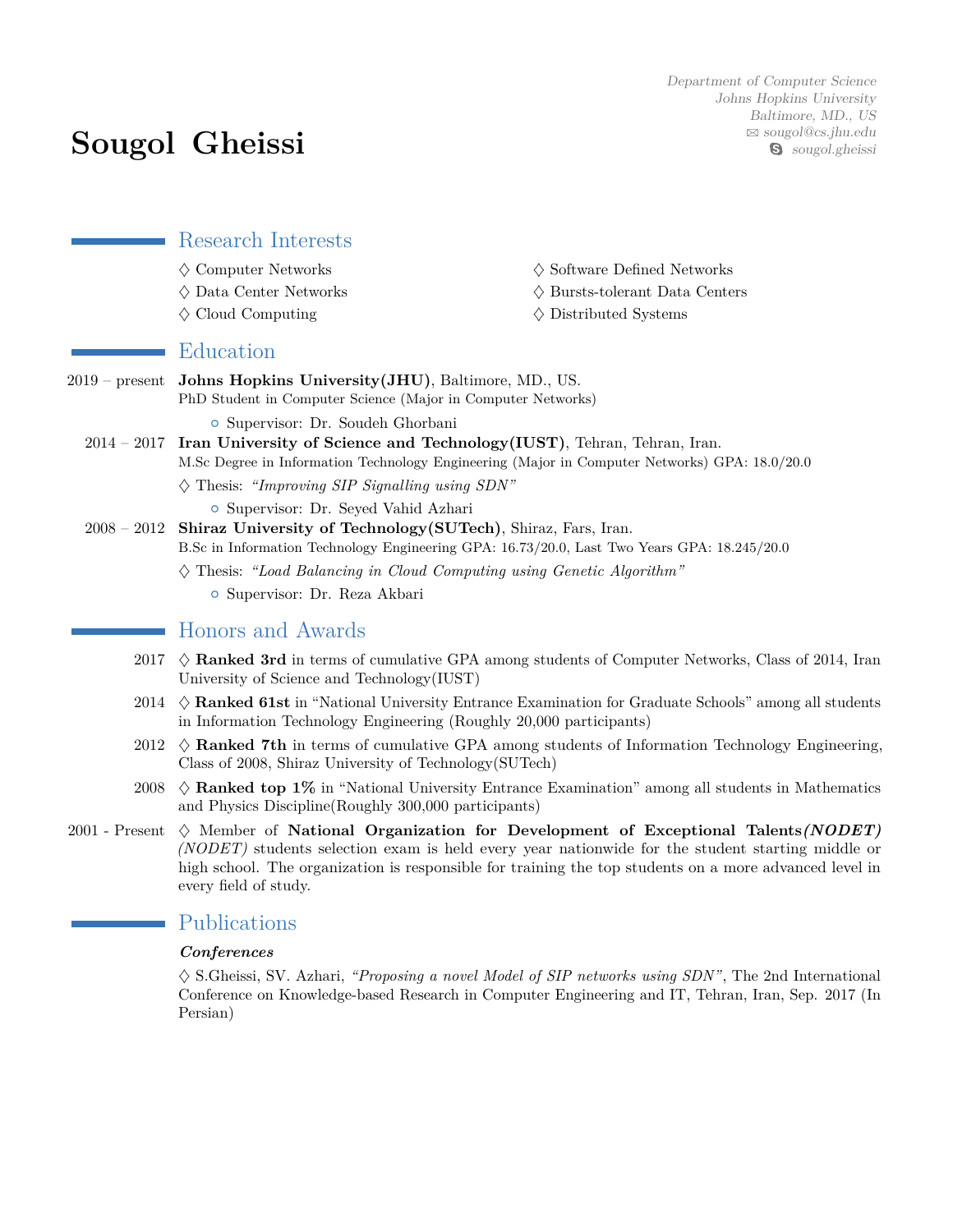# Sougol Gheissi

*Department of Computer Science*
*Johns Hopkins University*
*Baltimore, MD., US*
*sougol@cs.jhu.edu*
*sougol.gheissi*

## Research Interests

- ♢ Computer Networks
- ♢ Data Center Networks
- ♢ Cloud Computing
- ♢ Software Defined Networks
- ♢ Bursts-tolerant Data Centers
- ♢ Distributed Systems

## Education

**2019 – present** **Johns Hopkins University(JHU)**, Baltimore, MD., US.
PhD Student in Computer Science (Major in Computer Networks)

- Supervisor: Dr. Soudeh Ghorbani

**2014 – 2017** **Iran University of Science and Technology(IUST)**, Tehran, Tehran, Iran.
M.Sc Degree in Information Technology Engineering (Major in Computer Networks) GPA: 18.0/20.0

♢ Thesis: *"Improving SIP Signalling using SDN"*

- Supervisor: Dr. Seyed Vahid Azhari

**2008 – 2012** **Shiraz University of Technology(SUTech)**, Shiraz, Fars, Iran.
B.Sc in Information Technology Engineering GPA: 16.73/20.0, Last Two Years GPA: 18.245/20.0

♢ Thesis: *"Load Balancing in Cloud Computing using Genetic Algorithm"*

- Supervisor: Dr. Reza Akbari

## Honors and Awards

**2017** ♢ **Ranked 3rd** in terms of cumulative GPA among students of Computer Networks, Class of 2014, Iran University of Science and Technology(IUST)

**2014** ♢ **Ranked 61st** in "National University Entrance Examination for Graduate Schools" among all students in Information Technology Engineering (Roughly 20,000 participants)

**2012** ♢ **Ranked 7th** in terms of cumulative GPA among students of Information Technology Engineering, Class of 2008, Shiraz University of Technology(SUTech)

**2008** ♢ **Ranked top 1%** in "National University Entrance Examination" among all students in Mathematics and Physics Discipline(Roughly 300,000 participants)

**2001 - Present** ♢ Member of **National Organization for Development of Exceptional Talents*(NODET)*** *(NODET)* students selection exam is held every year nationwide for the student starting middle or high school. The organization is responsible for training the top students on a more advanced level in every field of study.

## Publications

***Conferences***

♢ S.Gheissi, SV. Azhari, *"Proposing a novel Model of SIP networks using SDN"*, The 2nd International Conference on Knowledge-based Research in Computer Engineering and IT, Tehran, Iran, Sep. 2017 (In Persian)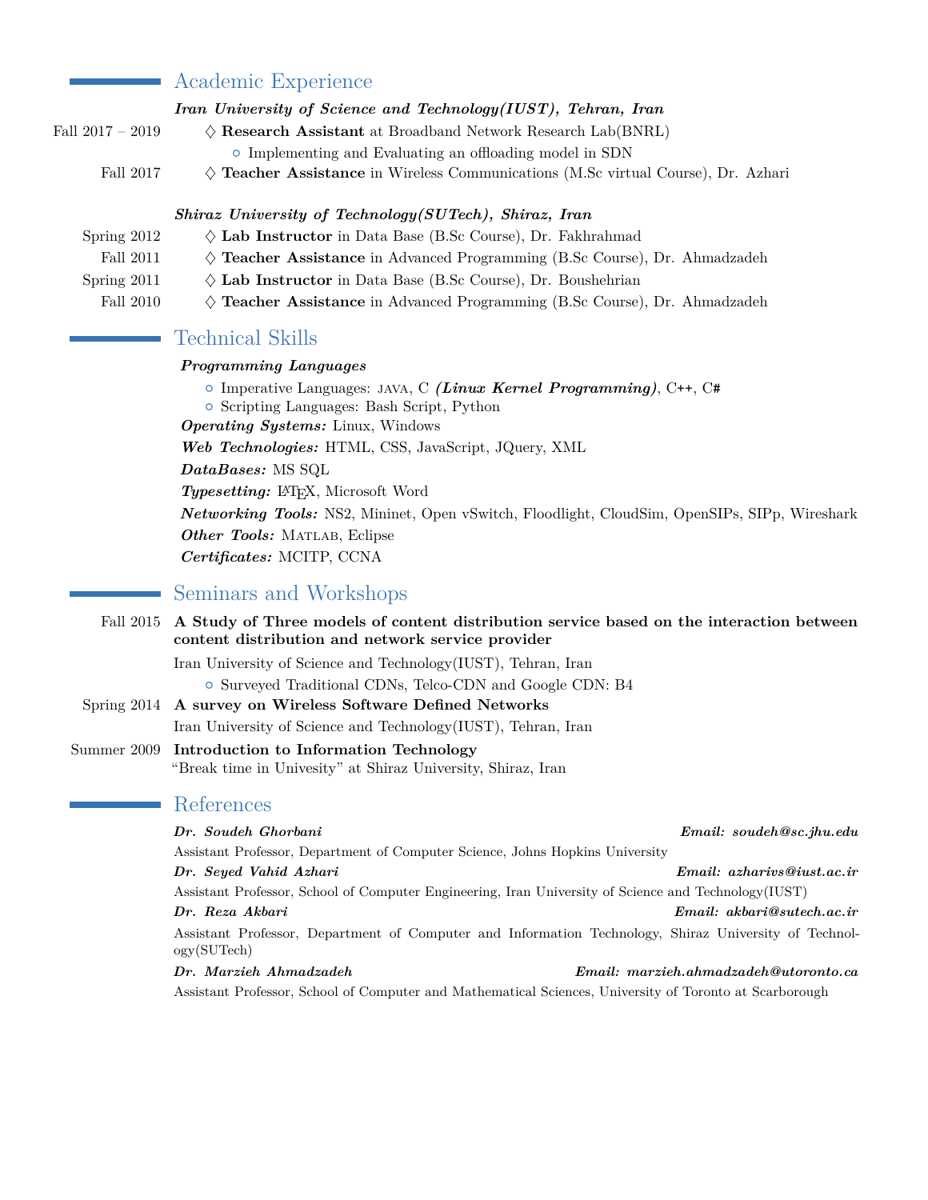## Academic Experience

***Iran University of Science and Technology(IUST), Tehran, Iran***

Fall 2017 – 2019 ◇ **Research Assistant** at Broadband Network Research Lab(BNRL)

- Implementing and Evaluating an offloading model in SDN

Fall 2017 ◇ **Teacher Assistance** in Wireless Communications (M.Sc virtual Course), Dr. Azhari

***Shiraz University of Technology(SUTech), Shiraz, Iran***

Spring 2012 ◇ **Lab Instructor** in Data Base (B.Sc Course), Dr. Fakhrahmad

Fall 2011 ◇ **Teacher Assistance** in Advanced Programming (B.Sc Course), Dr. Ahmadzadeh

Spring 2011 ◇ **Lab Instructor** in Data Base (B.Sc Course), Dr. Boushehrian

Fall 2010 ◇ **Teacher Assistance** in Advanced Programming (B.Sc Course), Dr. Ahmadzadeh

## Technical Skills

***Programming Languages***

- Imperative Languages: JAVA, C ***(Linux Kernel Programming)***, C++, C#
- Scripting Languages: Bash Script, Python

***Operating Systems:*** Linux, Windows

***Web Technologies:*** HTML, CSS, JavaScript, JQuery, XML

***DataBases:*** MS SQL

***Typesetting:*** LaTeX, Microsoft Word

***Networking Tools:*** NS2, Mininet, Open vSwitch, Floodlight, CloudSim, OpenSIPs, SIPp, Wireshark

***Other Tools:*** MATLAB, Eclipse

***Certificates:*** MCITP, CCNA

## Seminars and Workshops

Fall 2015 **A Study of Three models of content distribution service based on the interaction between content distribution and network service provider**

Iran University of Science and Technology(IUST), Tehran, Iran

- Surveyed Traditional CDNs, Telco-CDN and Google CDN: B4

Spring 2014 **A survey on Wireless Software Defined Networks**

Iran University of Science and Technology(IUST), Tehran, Iran

Summer 2009 **Introduction to Information Technology**

"Break time in Univesity" at Shiraz University, Shiraz, Iran

## References

***Dr. Soudeh Ghorbani*** ***Email: soudeh@sc.jhu.edu***

Assistant Professor, Department of Computer Science, Johns Hopkins University

***Dr. Seyed Vahid Azhari*** ***Email: azharivs@iust.ac.ir***

Assistant Professor, School of Computer Engineering, Iran University of Science and Technology(IUST)

***Dr. Reza Akbari*** ***Email: akbari@sutech.ac.ir***

Assistant Professor, Department of Computer and Information Technology, Shiraz University of Technology(SUTech)

***Dr. Marzieh Ahmadzadeh*** ***Email: marzieh.ahmadzadeh@utoronto.ca***

Assistant Professor, School of Computer and Mathematical Sciences, University of Toronto at Scarborough